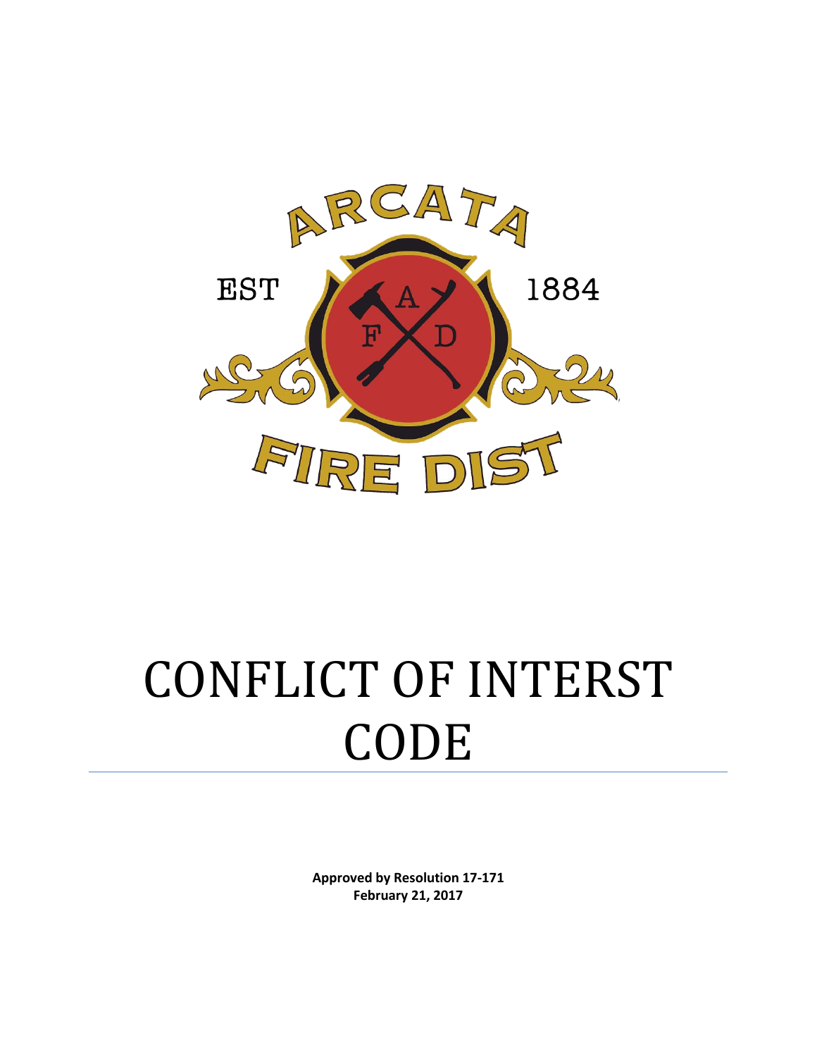ARCATA

EST 1884

AFD

FIRE DIST

# CONFLICT OF INTERST CODE

**Approved by Resolution 17-171**
**February 21, 2017**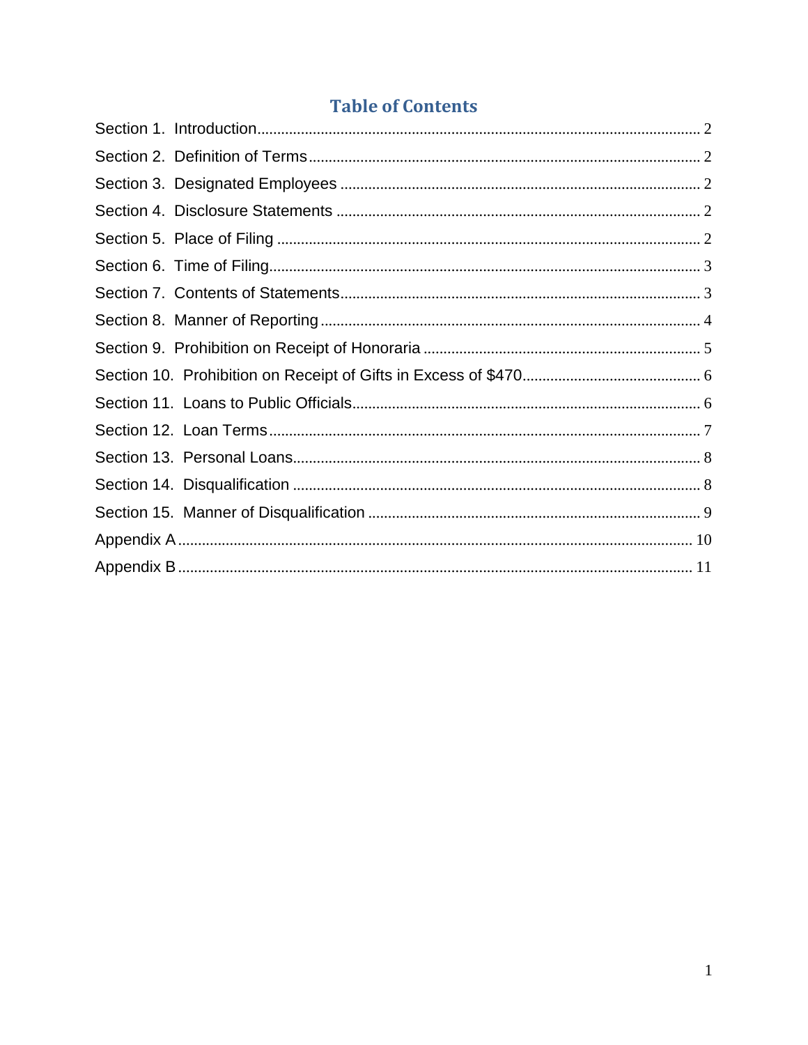# Table of Contents

Section 1. Introduction ... 2

Section 2. Definition of Terms ... 2

Section 3. Designated Employees ... 2

Section 4. Disclosure Statements ... 2

Section 5. Place of Filing ... 2

Section 6. Time of Filing ... 3

Section 7. Contents of Statements ... 3

Section 8. Manner of Reporting ... 4

Section 9. Prohibition on Receipt of Honoraria ... 5

Section 10. Prohibition on Receipt of Gifts in Excess of $470 ... 6

Section 11. Loans to Public Officials ... 6

Section 12. Loan Terms ... 7

Section 13. Personal Loans ... 8

Section 14. Disqualification ... 8

Section 15. Manner of Disqualification ... 9

Appendix A ... 10

Appendix B ... 11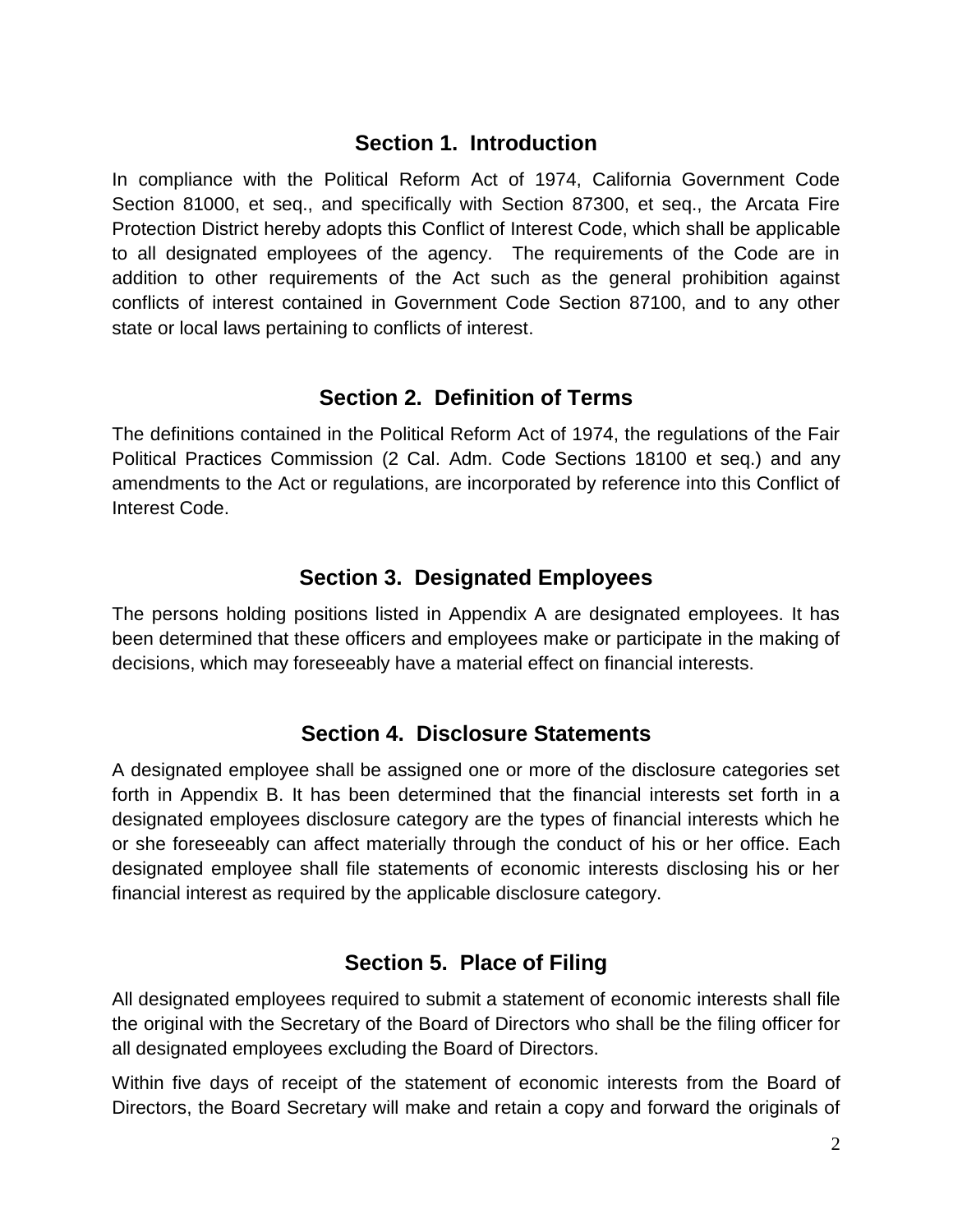## Section 1. Introduction

In compliance with the Political Reform Act of 1974, California Government Code Section 81000, et seq., and specifically with Section 87300, et seq., the Arcata Fire Protection District hereby adopts this Conflict of Interest Code, which shall be applicable to all designated employees of the agency. The requirements of the Code are in addition to other requirements of the Act such as the general prohibition against conflicts of interest contained in Government Code Section 87100, and to any other state or local laws pertaining to conflicts of interest.

## Section 2. Definition of Terms

The definitions contained in the Political Reform Act of 1974, the regulations of the Fair Political Practices Commission (2 Cal. Adm. Code Sections 18100 et seq.) and any amendments to the Act or regulations, are incorporated by reference into this Conflict of Interest Code.

## Section 3. Designated Employees

The persons holding positions listed in Appendix A are designated employees. It has been determined that these officers and employees make or participate in the making of decisions, which may foreseeably have a material effect on financial interests.

## Section 4. Disclosure Statements

A designated employee shall be assigned one or more of the disclosure categories set forth in Appendix B. It has been determined that the financial interests set forth in a designated employees disclosure category are the types of financial interests which he or she foreseeably can affect materially through the conduct of his or her office. Each designated employee shall file statements of economic interests disclosing his or her financial interest as required by the applicable disclosure category.

## Section 5. Place of Filing

All designated employees required to submit a statement of economic interests shall file the original with the Secretary of the Board of Directors who shall be the filing officer for all designated employees excluding the Board of Directors.

Within five days of receipt of the statement of economic interests from the Board of Directors, the Board Secretary will make and retain a copy and forward the originals of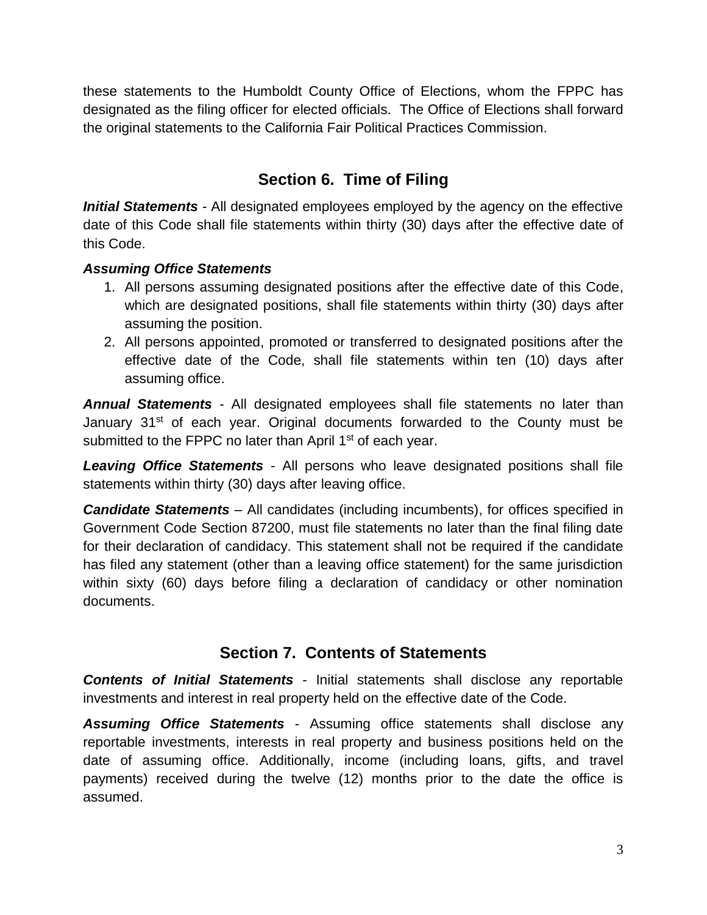these statements to the Humboldt County Office of Elections, whom the FPPC has designated as the filing officer for elected officials. The Office of Elections shall forward the original statements to the California Fair Political Practices Commission.

## Section 6. Time of Filing

***Initial Statements*** - All designated employees employed by the agency on the effective date of this Code shall file statements within thirty (30) days after the effective date of this Code.

***Assuming Office Statements***

1. All persons assuming designated positions after the effective date of this Code, which are designated positions, shall file statements within thirty (30) days after assuming the position.
2. All persons appointed, promoted or transferred to designated positions after the effective date of the Code, shall file statements within ten (10) days after assuming office.

***Annual Statements*** - All designated employees shall file statements no later than January 31st of each year. Original documents forwarded to the County must be submitted to the FPPC no later than April 1st of each year.

***Leaving Office Statements*** - All persons who leave designated positions shall file statements within thirty (30) days after leaving office.

***Candidate Statements*** – All candidates (including incumbents), for offices specified in Government Code Section 87200, must file statements no later than the final filing date for their declaration of candidacy. This statement shall not be required if the candidate has filed any statement (other than a leaving office statement) for the same jurisdiction within sixty (60) days before filing a declaration of candidacy or other nomination documents.

## Section 7. Contents of Statements

***Contents of Initial Statements*** - Initial statements shall disclose any reportable investments and interest in real property held on the effective date of the Code.

***Assuming Office Statements*** - Assuming office statements shall disclose any reportable investments, interests in real property and business positions held on the date of assuming office. Additionally, income (including loans, gifts, and travel payments) received during the twelve (12) months prior to the date the office is assumed.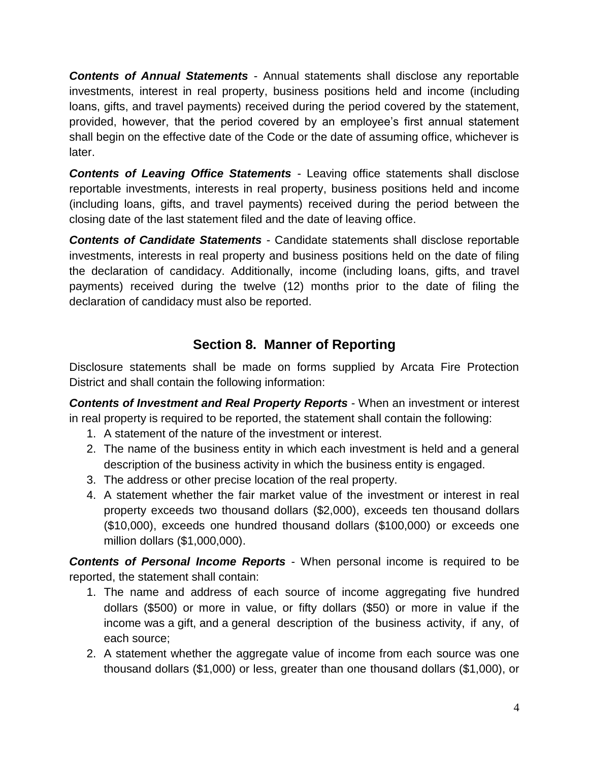***Contents of Annual Statements*** - Annual statements shall disclose any reportable investments, interest in real property, business positions held and income (including loans, gifts, and travel payments) received during the period covered by the statement, provided, however, that the period covered by an employee's first annual statement shall begin on the effective date of the Code or the date of assuming office, whichever is later.

***Contents of Leaving Office Statements*** - Leaving office statements shall disclose reportable investments, interests in real property, business positions held and income (including loans, gifts, and travel payments) received during the period between the closing date of the last statement filed and the date of leaving office.

***Contents of Candidate Statements*** - Candidate statements shall disclose reportable investments, interests in real property and business positions held on the date of filing the declaration of candidacy. Additionally, income (including loans, gifts, and travel payments) received during the twelve (12) months prior to the date of filing the declaration of candidacy must also be reported.

## Section 8. Manner of Reporting

Disclosure statements shall be made on forms supplied by Arcata Fire Protection District and shall contain the following information:

***Contents of Investment and Real Property Reports*** - When an investment or interest in real property is required to be reported, the statement shall contain the following:

1. A statement of the nature of the investment or interest.
2. The name of the business entity in which each investment is held and a general description of the business activity in which the business entity is engaged.
3. The address or other precise location of the real property.
4. A statement whether the fair market value of the investment or interest in real property exceeds two thousand dollars ($2,000), exceeds ten thousand dollars ($10,000), exceeds one hundred thousand dollars ($100,000) or exceeds one million dollars ($1,000,000).

***Contents of Personal Income Reports*** - When personal income is required to be reported, the statement shall contain:

1. The name and address of each source of income aggregating five hundred dollars ($500) or more in value, or fifty dollars ($50) or more in value if the income was a gift, and a general description of the business activity, if any, of each source;
2. A statement whether the aggregate value of income from each source was one thousand dollars ($1,000) or less, greater than one thousand dollars ($1,000), or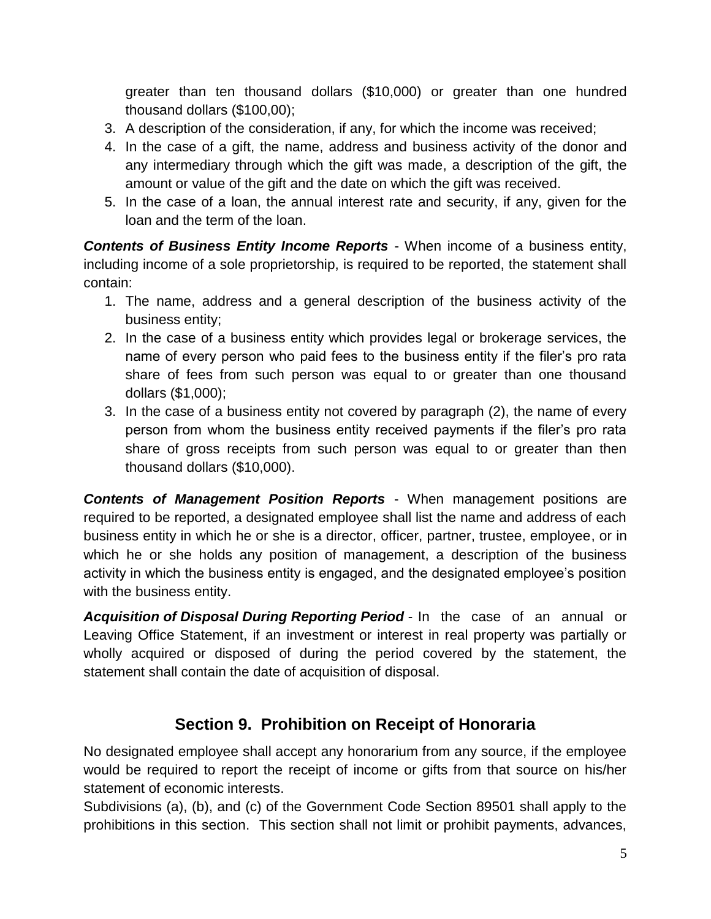greater than ten thousand dollars ($10,000) or greater than one hundred thousand dollars ($100,00);

3. A description of the consideration, if any, for which the income was received;
4. In the case of a gift, the name, address and business activity of the donor and any intermediary through which the gift was made, a description of the gift, the amount or value of the gift and the date on which the gift was received.
5. In the case of a loan, the annual interest rate and security, if any, given for the loan and the term of the loan.

***Contents of Business Entity Income Reports*** - When income of a business entity, including income of a sole proprietorship, is required to be reported, the statement shall contain:

1. The name, address and a general description of the business activity of the business entity;
2. In the case of a business entity which provides legal or brokerage services, the name of every person who paid fees to the business entity if the filer's pro rata share of fees from such person was equal to or greater than one thousand dollars ($1,000);
3. In the case of a business entity not covered by paragraph (2), the name of every person from whom the business entity received payments if the filer's pro rata share of gross receipts from such person was equal to or greater than then thousand dollars ($10,000).

***Contents of Management Position Reports*** - When management positions are required to be reported, a designated employee shall list the name and address of each business entity in which he or she is a director, officer, partner, trustee, employee, or in which he or she holds any position of management, a description of the business activity in which the business entity is engaged, and the designated employee's position with the business entity.

***Acquisition of Disposal During Reporting Period*** - In the case of an annual or Leaving Office Statement, if an investment or interest in real property was partially or wholly acquired or disposed of during the period covered by the statement, the statement shall contain the date of acquisition of disposal.

## Section 9. Prohibition on Receipt of Honoraria

No designated employee shall accept any honorarium from any source, if the employee would be required to report the receipt of income or gifts from that source on his/her statement of economic interests.

Subdivisions (a), (b), and (c) of the Government Code Section 89501 shall apply to the prohibitions in this section. This section shall not limit or prohibit payments, advances,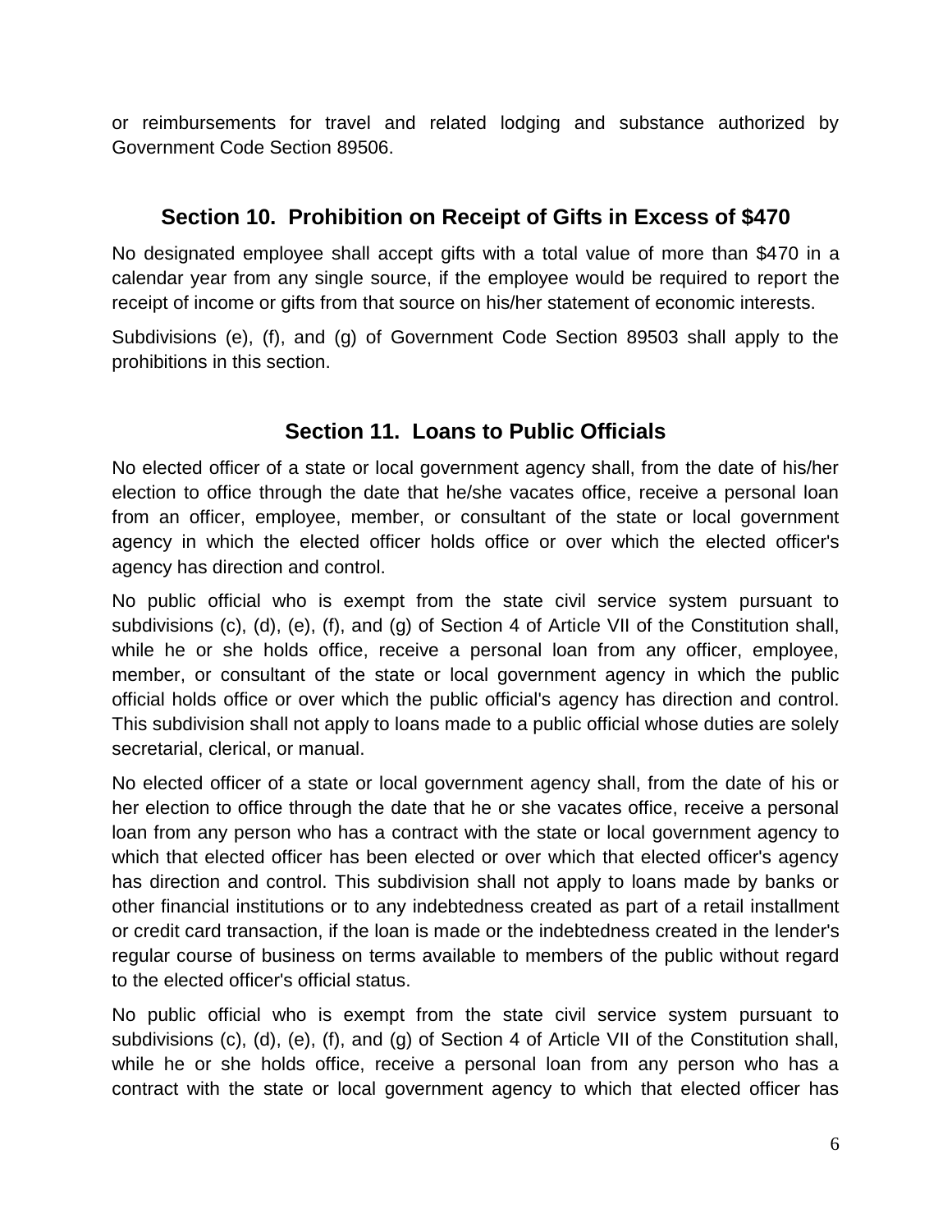or reimbursements for travel and related lodging and substance authorized by Government Code Section 89506.

## Section 10. Prohibition on Receipt of Gifts in Excess of $470

No designated employee shall accept gifts with a total value of more than $470 in a calendar year from any single source, if the employee would be required to report the receipt of income or gifts from that source on his/her statement of economic interests.

Subdivisions (e), (f), and (g) of Government Code Section 89503 shall apply to the prohibitions in this section.

## Section 11. Loans to Public Officials

No elected officer of a state or local government agency shall, from the date of his/her election to office through the date that he/she vacates office, receive a personal loan from an officer, employee, member, or consultant of the state or local government agency in which the elected officer holds office or over which the elected officer's agency has direction and control.

No public official who is exempt from the state civil service system pursuant to subdivisions (c), (d), (e), (f), and (g) of Section 4 of Article VII of the Constitution shall, while he or she holds office, receive a personal loan from any officer, employee, member, or consultant of the state or local government agency in which the public official holds office or over which the public official's agency has direction and control. This subdivision shall not apply to loans made to a public official whose duties are solely secretarial, clerical, or manual.

No elected officer of a state or local government agency shall, from the date of his or her election to office through the date that he or she vacates office, receive a personal loan from any person who has a contract with the state or local government agency to which that elected officer has been elected or over which that elected officer's agency has direction and control. This subdivision shall not apply to loans made by banks or other financial institutions or to any indebtedness created as part of a retail installment or credit card transaction, if the loan is made or the indebtedness created in the lender's regular course of business on terms available to members of the public without regard to the elected officer's official status.

No public official who is exempt from the state civil service system pursuant to subdivisions (c), (d), (e), (f), and (g) of Section 4 of Article VII of the Constitution shall, while he or she holds office, receive a personal loan from any person who has a contract with the state or local government agency to which that elected officer has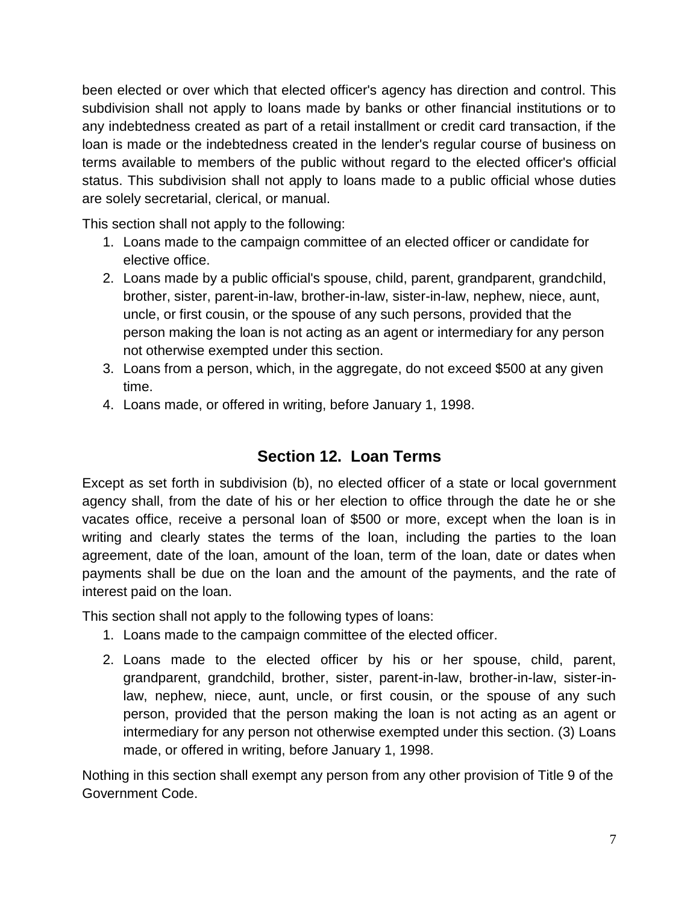been elected or over which that elected officer's agency has direction and control. This subdivision shall not apply to loans made by banks or other financial institutions or to any indebtedness created as part of a retail installment or credit card transaction, if the loan is made or the indebtedness created in the lender's regular course of business on terms available to members of the public without regard to the elected officer's official status. This subdivision shall not apply to loans made to a public official whose duties are solely secretarial, clerical, or manual.

This section shall not apply to the following:

1. Loans made to the campaign committee of an elected officer or candidate for elective office.
2. Loans made by a public official's spouse, child, parent, grandparent, grandchild, brother, sister, parent-in-law, brother-in-law, sister-in-law, nephew, niece, aunt, uncle, or first cousin, or the spouse of any such persons, provided that the person making the loan is not acting as an agent or intermediary for any person not otherwise exempted under this section.
3. Loans from a person, which, in the aggregate, do not exceed $500 at any given time.
4. Loans made, or offered in writing, before January 1, 1998.

## Section 12. Loan Terms

Except as set forth in subdivision (b), no elected officer of a state or local government agency shall, from the date of his or her election to office through the date he or she vacates office, receive a personal loan of $500 or more, except when the loan is in writing and clearly states the terms of the loan, including the parties to the loan agreement, date of the loan, amount of the loan, term of the loan, date or dates when payments shall be due on the loan and the amount of the payments, and the rate of interest paid on the loan.

This section shall not apply to the following types of loans:

1. Loans made to the campaign committee of the elected officer.
2. Loans made to the elected officer by his or her spouse, child, parent, grandparent, grandchild, brother, sister, parent-in-law, brother-in-law, sister-in-law, nephew, niece, aunt, uncle, or first cousin, or the spouse of any such person, provided that the person making the loan is not acting as an agent or intermediary for any person not otherwise exempted under this section. (3) Loans made, or offered in writing, before January 1, 1998.

Nothing in this section shall exempt any person from any other provision of Title 9 of the Government Code.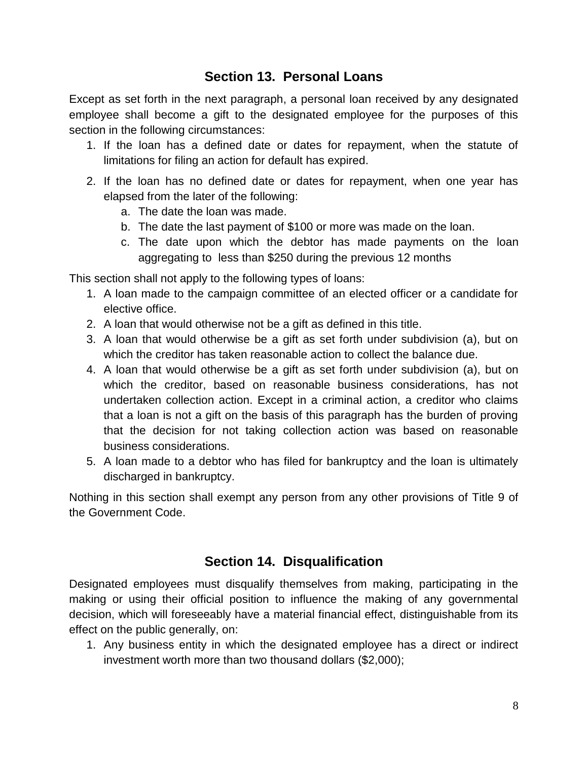## Section 13. Personal Loans

Except as set forth in the next paragraph, a personal loan received by any designated employee shall become a gift to the designated employee for the purposes of this section in the following circumstances:

1. If the loan has a defined date or dates for repayment, when the statute of limitations for filing an action for default has expired.
2. If the loan has no defined date or dates for repayment, when one year has elapsed from the later of the following:
   a. The date the loan was made.
   b. The date the last payment of $100 or more was made on the loan.
   c. The date upon which the debtor has made payments on the loan aggregating to less than $250 during the previous 12 months

This section shall not apply to the following types of loans:

1. A loan made to the campaign committee of an elected officer or a candidate for elective office.
2. A loan that would otherwise not be a gift as defined in this title.
3. A loan that would otherwise be a gift as set forth under subdivision (a), but on which the creditor has taken reasonable action to collect the balance due.
4. A loan that would otherwise be a gift as set forth under subdivision (a), but on which the creditor, based on reasonable business considerations, has not undertaken collection action. Except in a criminal action, a creditor who claims that a loan is not a gift on the basis of this paragraph has the burden of proving that the decision for not taking collection action was based on reasonable business considerations.
5. A loan made to a debtor who has filed for bankruptcy and the loan is ultimately discharged in bankruptcy.

Nothing in this section shall exempt any person from any other provisions of Title 9 of the Government Code.

## Section 14. Disqualification

Designated employees must disqualify themselves from making, participating in the making or using their official position to influence the making of any governmental decision, which will foreseeably have a material financial effect, distinguishable from its effect on the public generally, on:

1. Any business entity in which the designated employee has a direct or indirect investment worth more than two thousand dollars ($2,000);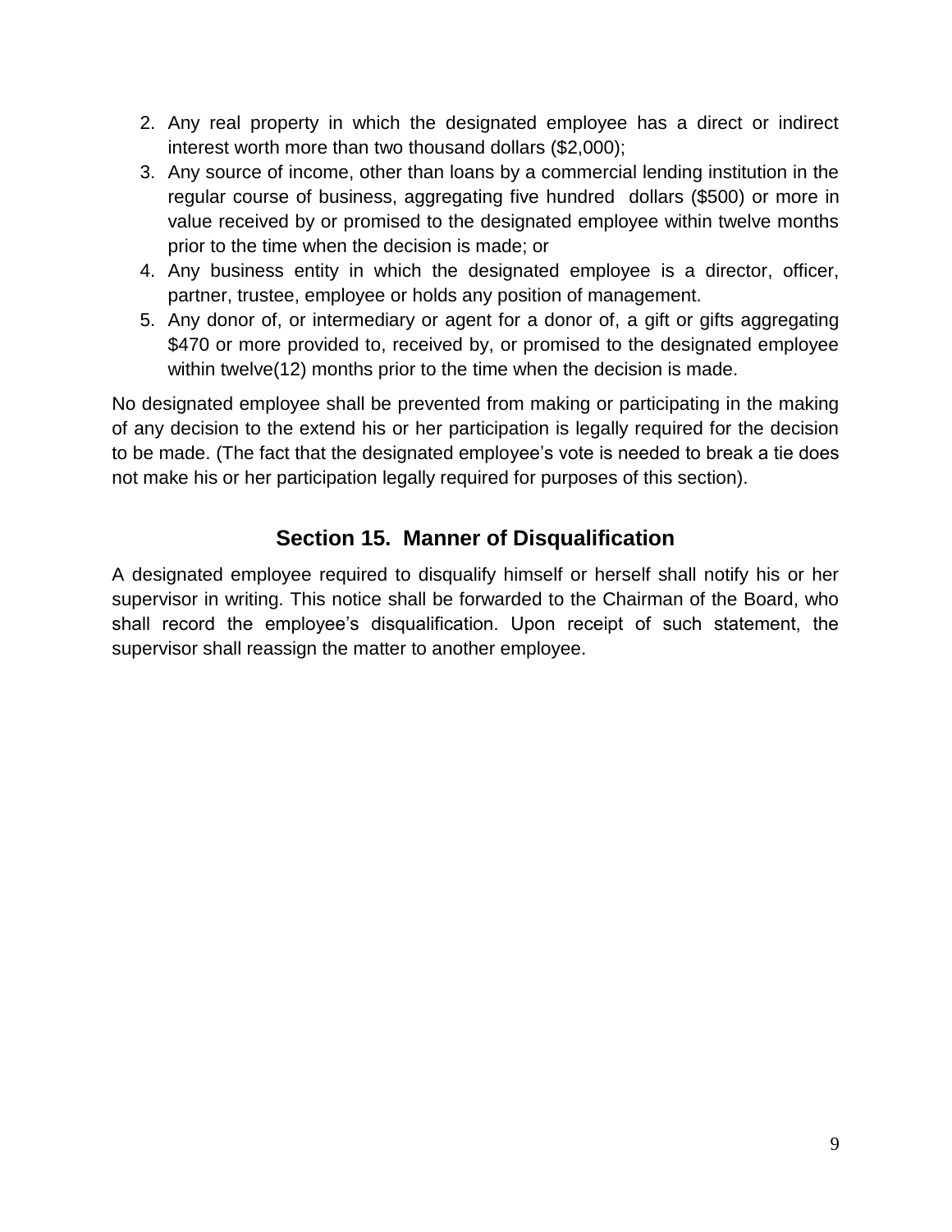2. Any real property in which the designated employee has a direct or indirect interest worth more than two thousand dollars ($2,000);
3. Any source of income, other than loans by a commercial lending institution in the regular course of business, aggregating five hundred dollars ($500) or more in value received by or promised to the designated employee within twelve months prior to the time when the decision is made; or
4. Any business entity in which the designated employee is a director, officer, partner, trustee, employee or holds any position of management.
5. Any donor of, or intermediary or agent for a donor of, a gift or gifts aggregating $470 or more provided to, received by, or promised to the designated employee within twelve(12) months prior to the time when the decision is made.

No designated employee shall be prevented from making or participating in the making of any decision to the extend his or her participation is legally required for the decision to be made. (The fact that the designated employee's vote is needed to break a tie does not make his or her participation legally required for purposes of this section).

## Section 15. Manner of Disqualification

A designated employee required to disqualify himself or herself shall notify his or her supervisor in writing. This notice shall be forwarded to the Chairman of the Board, who shall record the employee's disqualification. Upon receipt of such statement, the supervisor shall reassign the matter to another employee.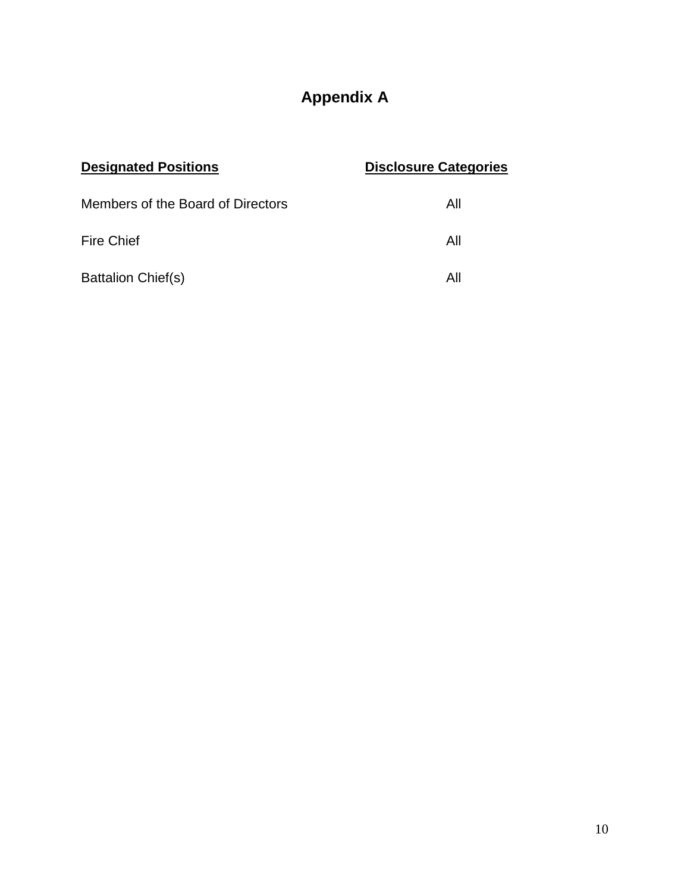# Appendix A

| Designated Positions | Disclosure Categories |
|---|---|
| Members of the Board of Directors | All |
| Fire Chief | All |
| Battalion Chief(s) | All |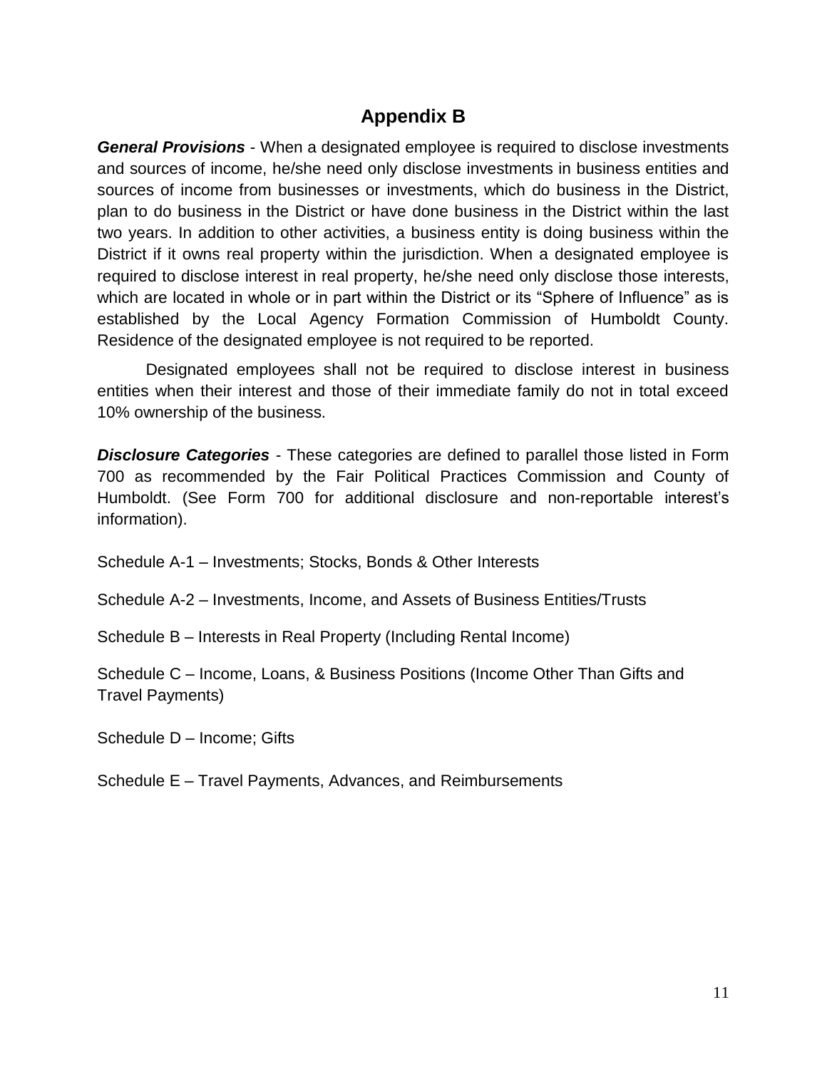# Appendix B

***General Provisions*** - When a designated employee is required to disclose investments and sources of income, he/she need only disclose investments in business entities and sources of income from businesses or investments, which do business in the District, plan to do business in the District or have done business in the District within the last two years. In addition to other activities, a business entity is doing business within the District if it owns real property within the jurisdiction. When a designated employee is required to disclose interest in real property, he/she need only disclose those interests, which are located in whole or in part within the District or its "Sphere of Influence" as is established by the Local Agency Formation Commission of Humboldt County. Residence of the designated employee is not required to be reported.

Designated employees shall not be required to disclose interest in business entities when their interest and those of their immediate family do not in total exceed 10% ownership of the business.

***Disclosure Categories*** - These categories are defined to parallel those listed in Form 700 as recommended by the Fair Political Practices Commission and County of Humboldt. (See Form 700 for additional disclosure and non-reportable interest's information).

Schedule A-1 – Investments; Stocks, Bonds & Other Interests

Schedule A-2 – Investments, Income, and Assets of Business Entities/Trusts

Schedule B – Interests in Real Property (Including Rental Income)

Schedule C – Income, Loans, & Business Positions (Income Other Than Gifts and Travel Payments)

Schedule D – Income; Gifts

Schedule E – Travel Payments, Advances, and Reimbursements